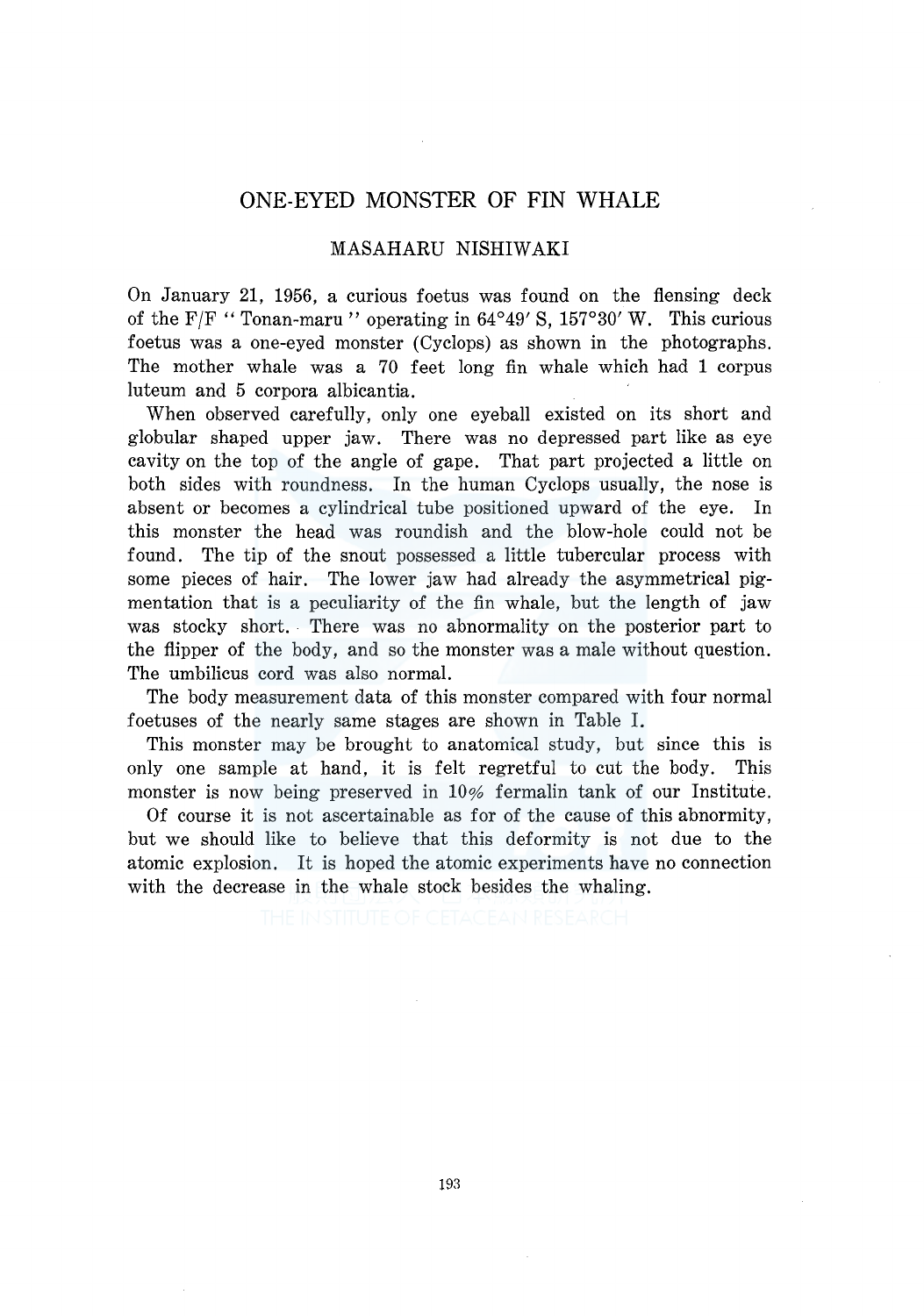# ONE-EYED MONSTER OF FIN WHALE

## MASAHARU NISHIWAKI

On January 21, 1956, a curious foetus was found on the flensing deck of the F/F "Tonan-maru" operating in 64°49′ S, 157°30′ W. This curious foetus was a one-eyed monster (Cyclops) as shown in the photographs. The mother whale was a 70 feet long fin whale which had 1 corpus luteum and 5 corpora albicantia.

When observed carefully, only one eyeball existed on its short and globular shaped upper jaw. There was no depressed part like as eye cavity on the top of the angle of gape. That part projected a little on both sides with roundness. In the human Cyclops usually, the nose is absent or becomes a cylindrical tube positioned upward of the eye. In this monster the head was roundish and the blow-hole could not be found. The tip of the snout possessed a little tubercular process with some pieces of hair. The lower jaw had already the asymmetrical pigmentation that is a peculiarity of the fin whale, but the length of jaw was stocky short. There was no abnormality on the posterior part to the flipper of the body, and so the monster was a male without question. The umbilicus cord was also normal.

The body measurement data of this monster compared with four normal foetuses of the nearly same stages are shown in Table I.

This monster may be brought to anatomical study, but since this is only one sample at hand, it is felt regretful to cut the body. This monster is now being preserved in 10% fermalin tank of our Institute.

Of course it is not ascertainable as for of the cause of this abnormity, but we should like to believe that this deformity is not due to the atomic explosion. It is hoped the atomic experiments have no connection with the decrease in the whale stock besides the whaling.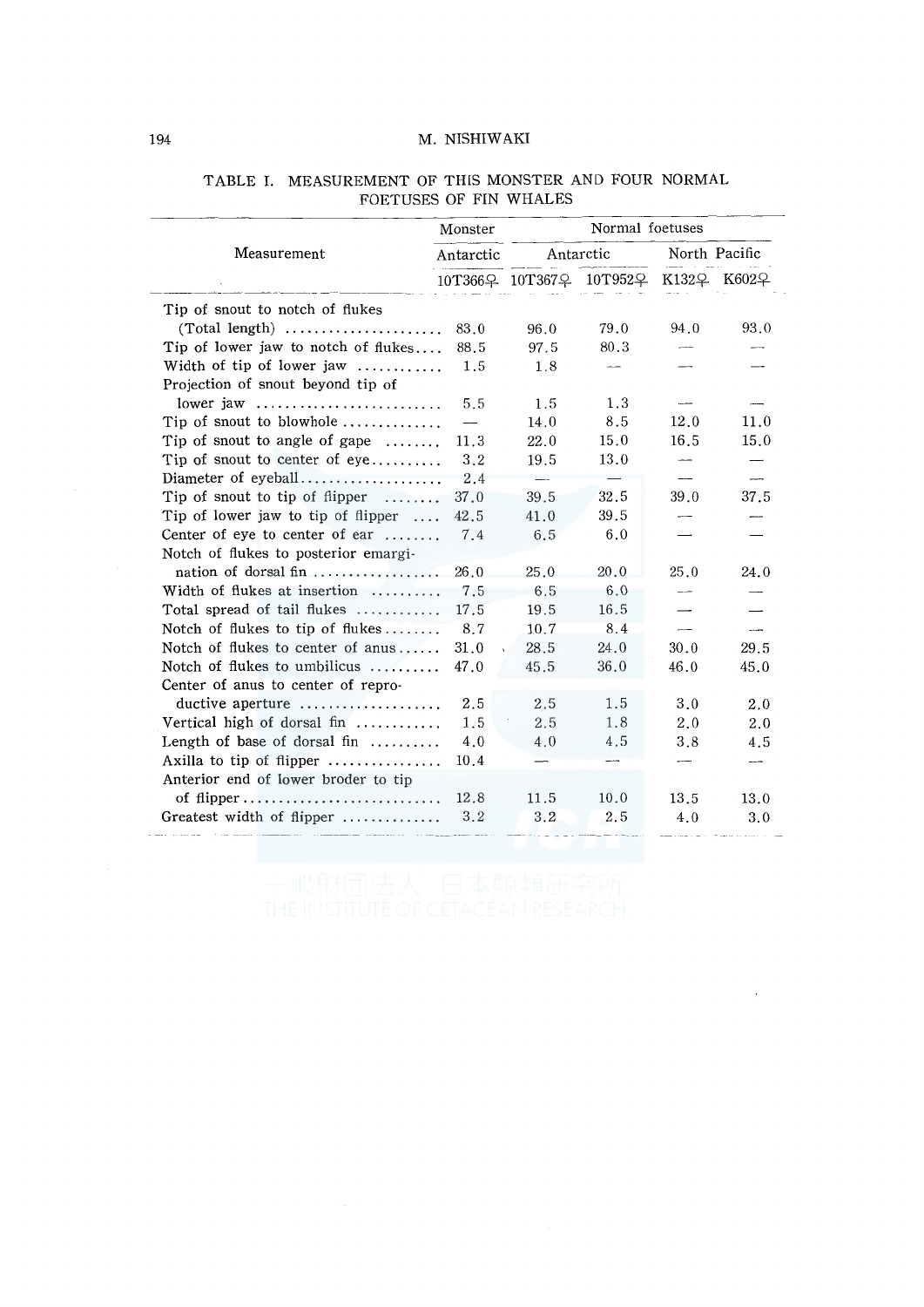TABLE I. MEASUREMENT OF THIS MONSTER AND FOUR NORMAL FOETUSES OF FIN WHALES

| Measurement | Monster | Normal foetuses | | | |
|---|---|---|---|---|---|
| | Antarctic | Antarctic | | North Pacific | |
| | 10T366♀ | 10T367♀ | 10T952♀ | K132♀ | K602♀ |
| Tip of snout to notch of flukes (Total length) | 83.0 | 96.0 | 79.0 | 94.0 | 93.0 |
| Tip of lower jaw to notch of flukes | 88.5 | 97.5 | 80.3 | — | — |
| Width of tip of lower jaw | 1.5 | 1.8 | — | — | — |
| Projection of snout beyond tip of lower jaw | 5.5 | 1.5 | 1.3 | — | — |
| Tip of snout to blowhole | — | 14.0 | 8.5 | 12.0 | 11.0 |
| Tip of snout to angle of gape | 11.3 | 22.0 | 15.0 | 16.5 | 15.0 |
| Tip of snout to center of eye | 3.2 | 19.5 | 13.0 | — | — |
| Diameter of eyeball | 2.4 | — | — | — | — |
| Tip of snout to tip of flipper | 37.0 | 39.5 | 32.5 | 39.0 | 37.5 |
| Tip of lower jaw to tip of flipper | 42.5 | 41.0 | 39.5 | — | — |
| Center of eye to center of ear | 7.4 | 6.5 | 6.0 | — | — |
| Notch of flukes to posterior emargination of dorsal fin | 26.0 | 25.0 | 20.0 | 25.0 | 24.0 |
| Width of flukes at insertion | 7.5 | 6.5 | 6.0 | — | — |
| Total spread of tail flukes | 17.5 | 19.5 | 16.5 | — | — |
| Notch of flukes to tip of flukes | 8.7 | 10.7 | 8.4 | — | — |
| Notch of flukes to center of anus | 31.0 | 28.5 | 24.0 | 30.0 | 29.5 |
| Notch of flukes to umbilicus | 47.0 | 45.5 | 36.0 | 46.0 | 45.0 |
| Center of anus to center of reproductive aperture | 2.5 | 2.5 | 1.5 | 3.0 | 2.0 |
| Vertical high of dorsal fin | 1.5 | 2.5 | 1.8 | 2.0 | 2.0 |
| Length of base of dorsal fin | 4.0 | 4.0 | 4.5 | 3.8 | 4.5 |
| Axilla to tip of flipper | 10.4 | — | — | — | — |
| Anterior end of lower broder to tip of flipper | 12.8 | 11.5 | 10.0 | 13.5 | 13.0 |
| Greatest width of flipper | 3.2 | 3.2 | 2.5 | 4.0 | 3.0 |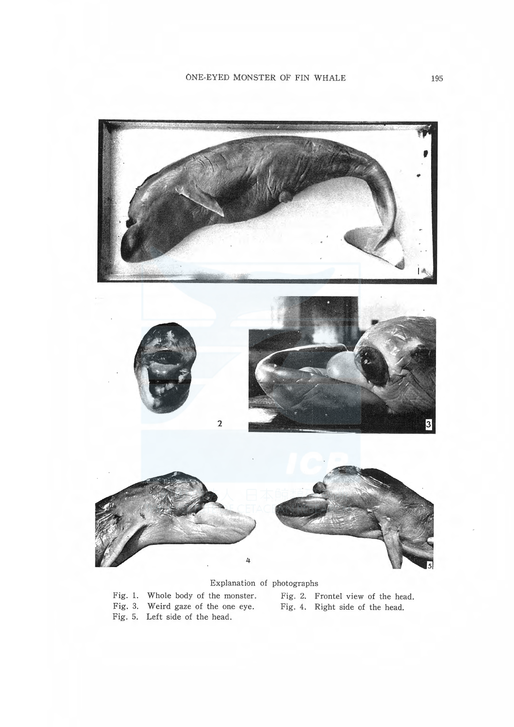Explanation of photographs

Fig. 1. Whole body of the monster.
Fig. 2. Frontel view of the head.
Fig. 3. Weird gaze of the one eye.
Fig. 4. Right side of the head.
Fig. 5. Left side of the head.